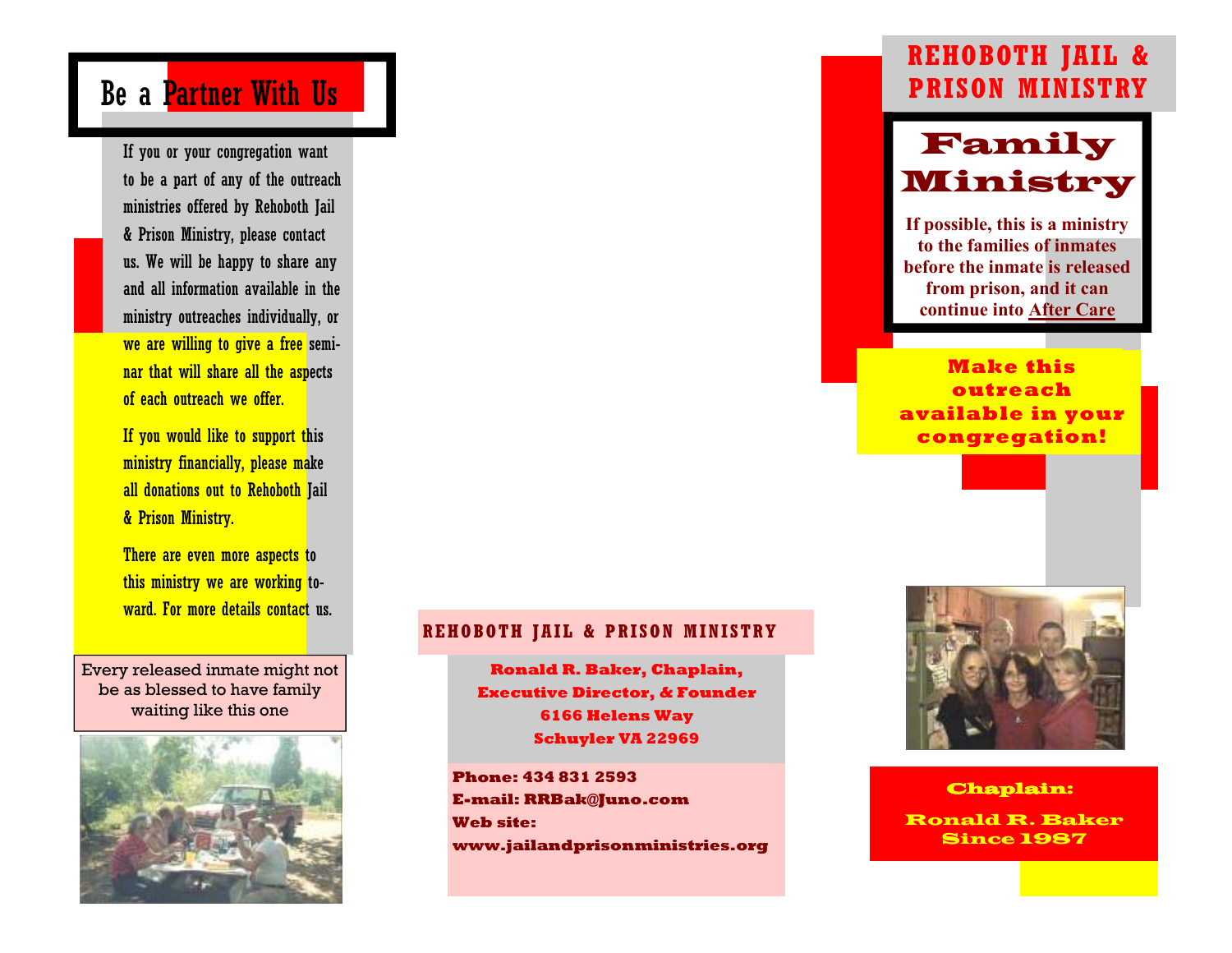## Be a Partner With Us

If you or your congregation want to be a part of any of the outreach ministries offered by Rehoboth Jail & Prison Ministry, please contact us. We will be happy to share any and all information available in the ministry outreaches individually, or we are willing to give a free seminar that will share all the aspects of each outreach we offer.

If you would like to support this ministry financially, please make all donations out to Rehoboth Jail & Prison Ministry.

There are even more aspects to this ministry we are working toward. For more details contact us.

Every released inmate might not be as blessed to have family waiting like this one

**REHOBOTH JAIL & PRISON MINISTRY**

**Ronald R. Baker, Chaplain, Executive Director, & Founder**
**6166 Helens Way**
**Schuyler VA 22969**

**Phone: 434 831 2593**
**E-mail: RRBak@Juno.com**
**Web site: www.jailandprisonministries.org**

# REHOBOTH JAIL & PRISON MINISTRY

# Family Ministry

**If possible, this is a ministry to the families of inmates before the inmate is released from prison, and it can continue into After Care**

**Make this outreach available in your congregation!**

**Chaplain:**

**Ronald R. Baker**
**Since 1987**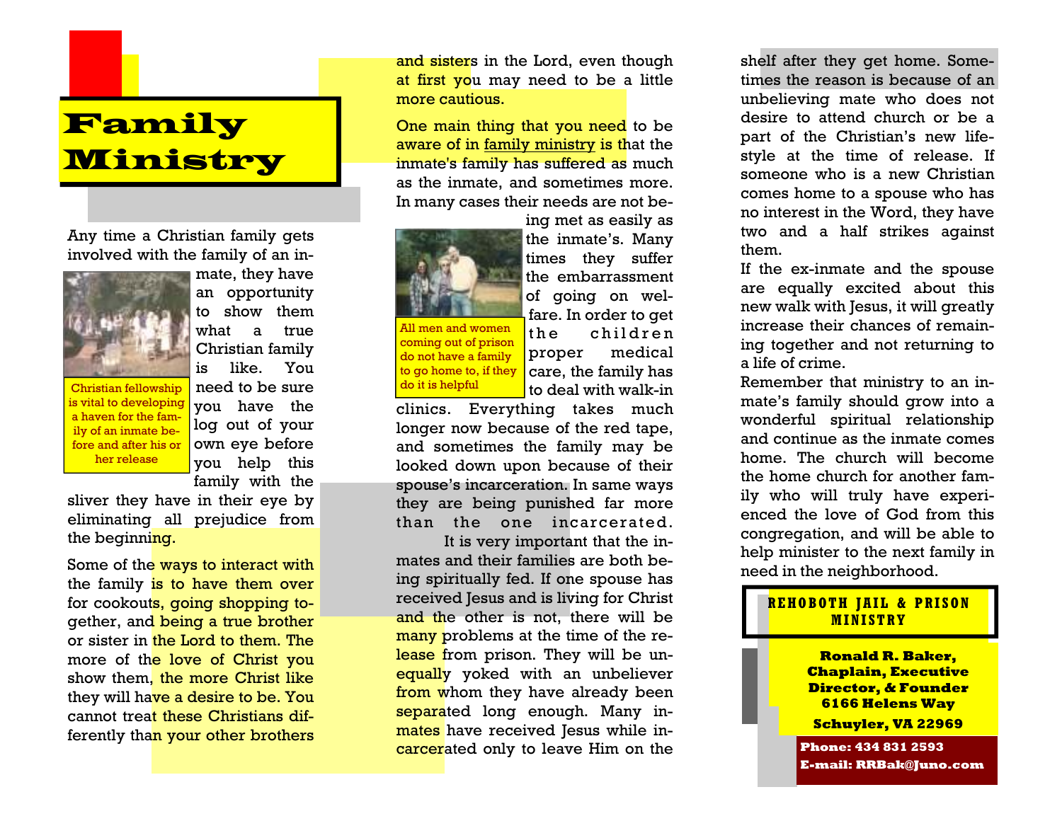# Family Ministry

Any time a Christian family gets involved with the family of an inmate, they have an opportunity to show them what a true Christian family is like. You need to be sure you have the log out of your own eye before you help this family with the sliver they have in their eye by eliminating all prejudice from the beginning.

Christian fellowship is vital to developing a haven for the family of an inmate before and after his or her release

Some of the ways to interact with the family is to have them over for cookouts, going shopping together, and being a true brother or sister in the Lord to them. The more of the love of Christ you show them, the more Christ like they will have a desire to be. You cannot treat these Christians differently than your other brothers and sisters in the Lord, even though at first you may need to be a little more cautious.

One main thing that you need to be aware of in family ministry is that the inmate's family has suffered as much as the inmate, and sometimes more. In many cases their needs are not being met as easily as the inmate's. Many times they suffer the embarrassment of going on welfare. In order to get the children proper medical care, the family has to deal with walk-in clinics. Everything takes much longer now because of the red tape, and sometimes the family may be looked down upon because of their spouse's incarceration. In same ways they are being punished far more than the one incarcerated.

All men and women coming out of prison do not have a family to go home to, if they do it is helpful

It is very important that the inmates and their families are both being spiritually fed. If one spouse has received Jesus and is living for Christ and the other is not, there will be many problems at the time of the release from prison. They will be unequally yoked with an unbeliever from whom they have already been separated long enough. Many inmates have received Jesus while incarcerated only to leave Him on the shelf after they get home. Sometimes the reason is because of an unbelieving mate who does not desire to attend church or be a part of the Christian's new lifestyle at the time of release. If someone who is a new Christian comes home to a spouse who has no interest in the Word, they have two and a half strikes against them.

If the ex-inmate and the spouse are equally excited about this new walk with Jesus, it will greatly increase their chances of remaining together and not returning to a life of crime.

Remember that ministry to an inmate's family should grow into a wonderful spiritual relationship and continue as the inmate comes home. The church will become the home church for another family who will truly have experienced the love of God from this congregation, and will be able to help minister to the next family in need in the neighborhood.

**REHOBOTH JAIL & PRISON MINISTRY**

**Ronald R. Baker, Chaplain, Executive Director, & Founder**
**6166 Helens Way**
**Schuyler, VA 22969**

**Phone: 434 831 2593**
**E-mail: RRBak@Juno.com**